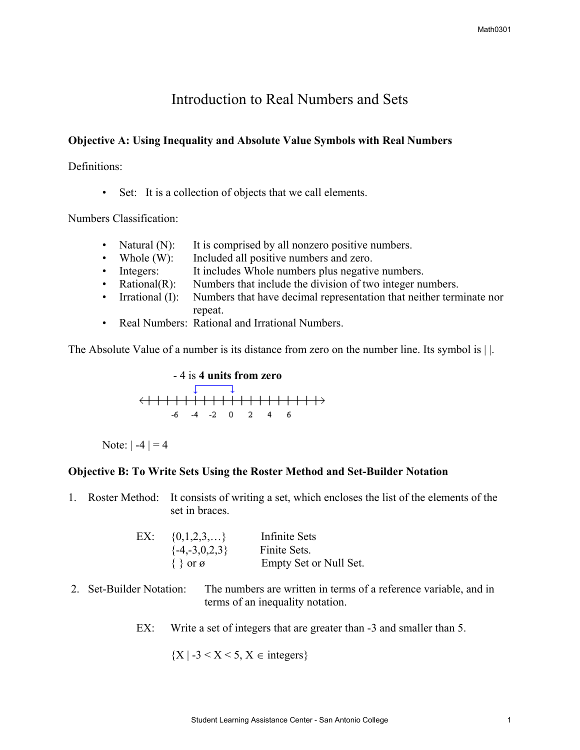# Introduction to Real Numbers and Sets

**Objective A: Using Inequality and Absolute Value Symbols with Real Numbers**

Definitions:

- Set: It is a collection of objects that we call elements.

Numbers Classification:

- Natural (N): It is comprised by all nonzero positive numbers.
- Whole (W): Included all positive numbers and zero.
- Integers: It includes Whole numbers plus negative numbers.
- Rational(R): Numbers that include the division of two integer numbers.
- Irrational (I): Numbers that have decimal representation that neither terminate nor repeat.
- Real Numbers: Rational and Irrational Numbers.

The Absolute Value of a number is its distance from zero on the number line. Its symbol is | |.

- 4 is **4 units from zero**

-6 -4 -2 0 2 4 6

Note: $|-4| = 4$

**Objective B: To Write Sets Using the Roster Method and Set-Builder Notation**

1. Roster Method: It consists of writing a set, which encloses the list of the elements of the set in braces.

   EX: $\{0,1,2,3,\ldots\}$ Infinite Sets
   $\{-4,-3,0,2,3\}$ Finite Sets.
   $\{\ \}$ or ø Empty Set or Null Set.

2. Set-Builder Notation: The numbers are written in terms of a reference variable, and in terms of an inequality notation.

   EX: Write a set of integers that are greater than -3 and smaller than 5.

   $\{X \mid -3 < X < 5, X \in \text{integers}\}$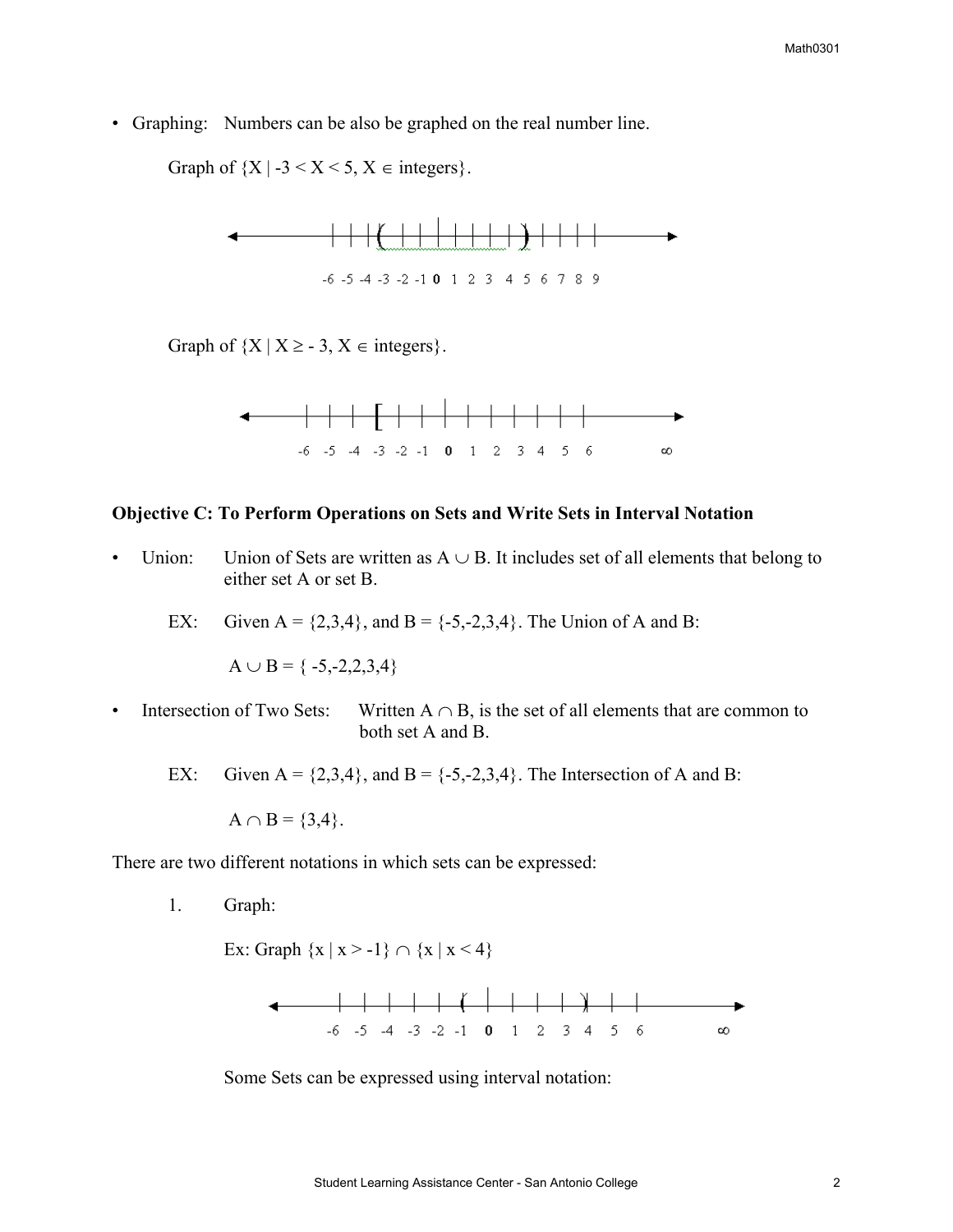- Graphing: Numbers can be also be graphed on the real number line.

  Graph of $\{X \mid -3 < X < 5, X \in \text{integers}\}$.

  Graph of $\{X \mid X \geq -3, X \in \text{integers}\}$.

### Objective C: To Perform Operations on Sets and Write Sets in Interval Notation

- Union: Union of Sets are written as $A \cup B$. It includes set of all elements that belong to either set A or set B.

  EX: Given $A = \{2,3,4\}$, and $B = \{-5,-2,3,4\}$. The Union of A and B:

  $A \cup B = \{-5,-2,2,3,4\}$

- Intersection of Two Sets: Written $A \cap B$, is the set of all elements that are common to both set A and B.

  EX: Given $A = \{2,3,4\}$, and $B = \{-5,-2,3,4\}$. The Intersection of A and B:

  $A \cap B = \{3,4\}$.

There are two different notations in which sets can be expressed:

1. Graph:

   Ex: Graph $\{x \mid x > -1\} \cap \{x \mid x < 4\}$

   Some Sets can be expressed using interval notation: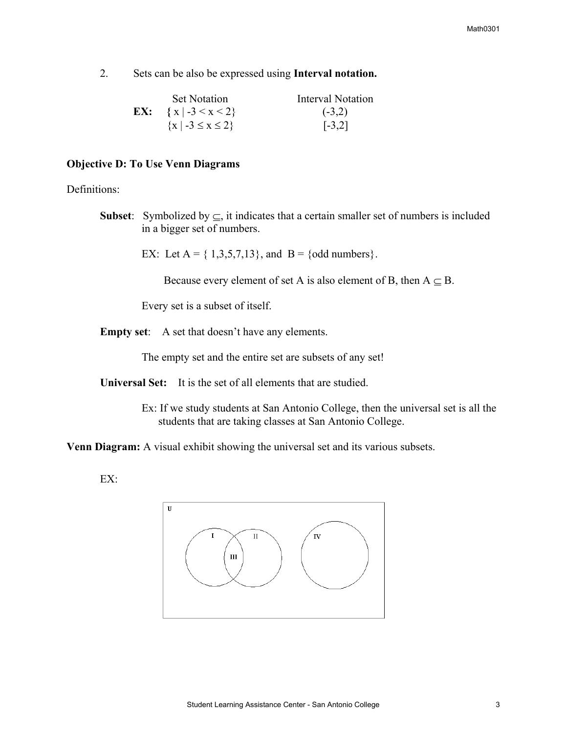2. Sets can be also be expressed using **Interval notation.**

| | Set Notation | Interval Notation |
|---|---|---|
| **EX:** | $\{x \mid -3 < x < 2\}$ | $(-3,2)$ |
| | $\{x \mid -3 \le x \le 2\}$ | $[-3,2]$ |

**Objective D: To Use Venn Diagrams**

Definitions:

**Subset**: Symbolized by $\subseteq$, it indicates that a certain smaller set of numbers is included in a bigger set of numbers.

EX: Let A = { 1,3,5,7,13}, and B = {odd numbers}.

Because every element of set A is also element of B, then $A \subseteq B$.

Every set is a subset of itself.

**Empty set**: A set that doesn't have any elements.

The empty set and the entire set are subsets of any set!

**Universal Set:** It is the set of all elements that are studied.

Ex: If we study students at San Antonio College, then the universal set is all the students that are taking classes at San Antonio College.

**Venn Diagram:** A visual exhibit showing the universal set and its various subsets.

EX:

U

I II III IV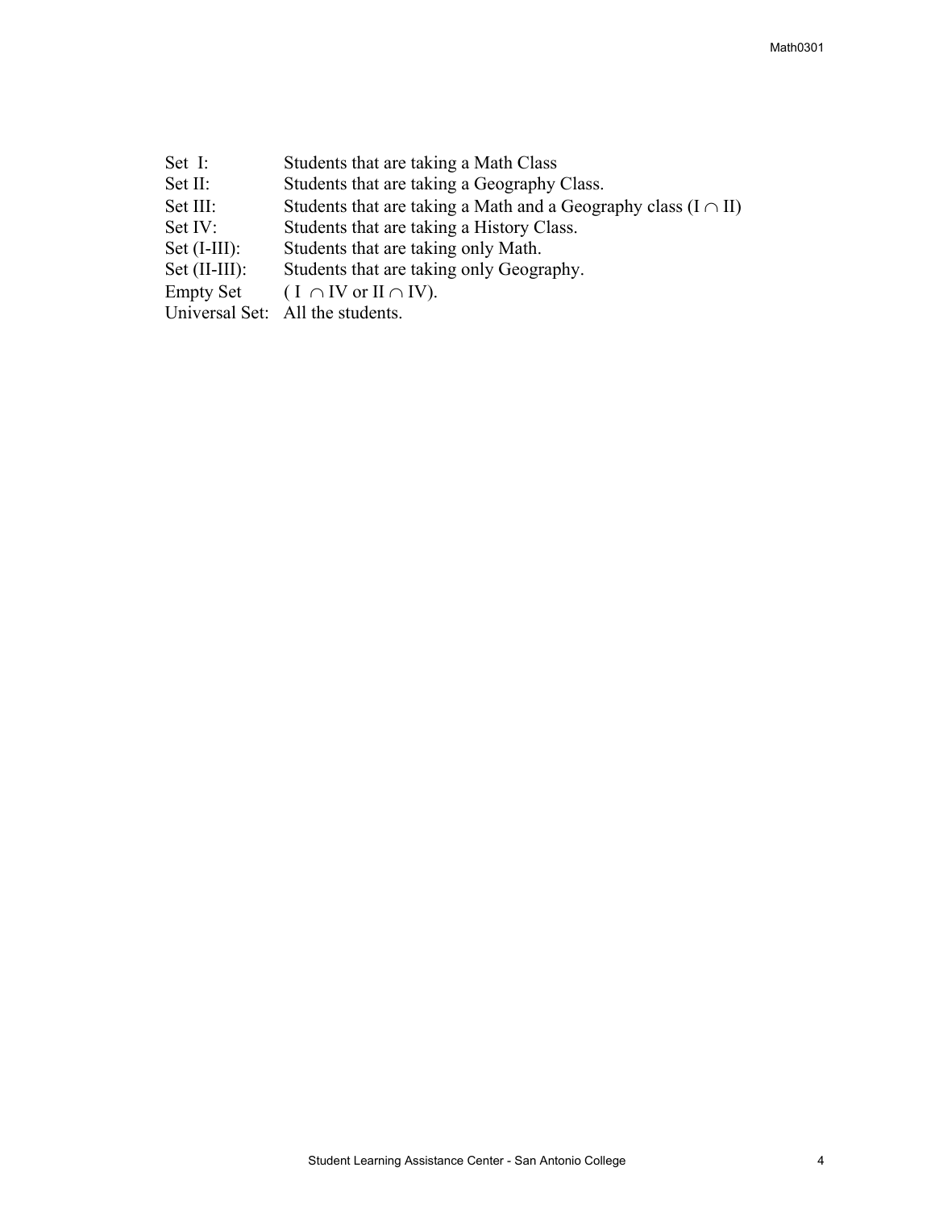| | |
|---|---|
| Set I: | Students that are taking a Math Class |
| Set II: | Students that are taking a Geography Class. |
| Set III: | Students that are taking a Math and a Geography class ($I \cap II$) |
| Set IV: | Students that are taking a History Class. |
| Set (I-III): | Students that are taking only Math. |
| Set (II-III): | Students that are taking only Geography. |
| Empty Set | ( $I \cap IV$ or $II \cap IV$). |
| Universal Set: | All the students. |